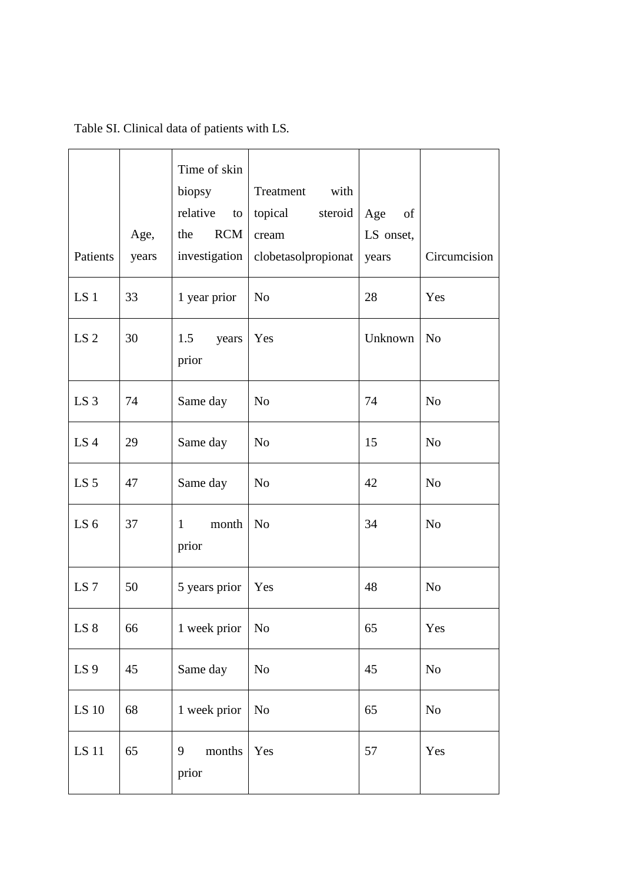Table SI. Clinical data of patients with LS.

| Patients | Age, years | Time of skin biopsy relative to the RCM investigation | Treatment with topical steroid cream clobetasolpropionat | Age of LS onset, years | Circumcision |
|---|---|---|---|---|---|
| LS 1 | 33 | 1 year prior | No | 28 | Yes |
| LS 2 | 30 | 1.5 years prior | Yes | Unknown | No |
| LS 3 | 74 | Same day | No | 74 | No |
| LS 4 | 29 | Same day | No | 15 | No |
| LS 5 | 47 | Same day | No | 42 | No |
| LS 6 | 37 | 1 month prior | No | 34 | No |
| LS 7 | 50 | 5 years prior | Yes | 48 | No |
| LS 8 | 66 | 1 week prior | No | 65 | Yes |
| LS 9 | 45 | Same day | No | 45 | No |
| LS 10 | 68 | 1 week prior | No | 65 | No |
| LS 11 | 65 | 9 months prior | Yes | 57 | Yes |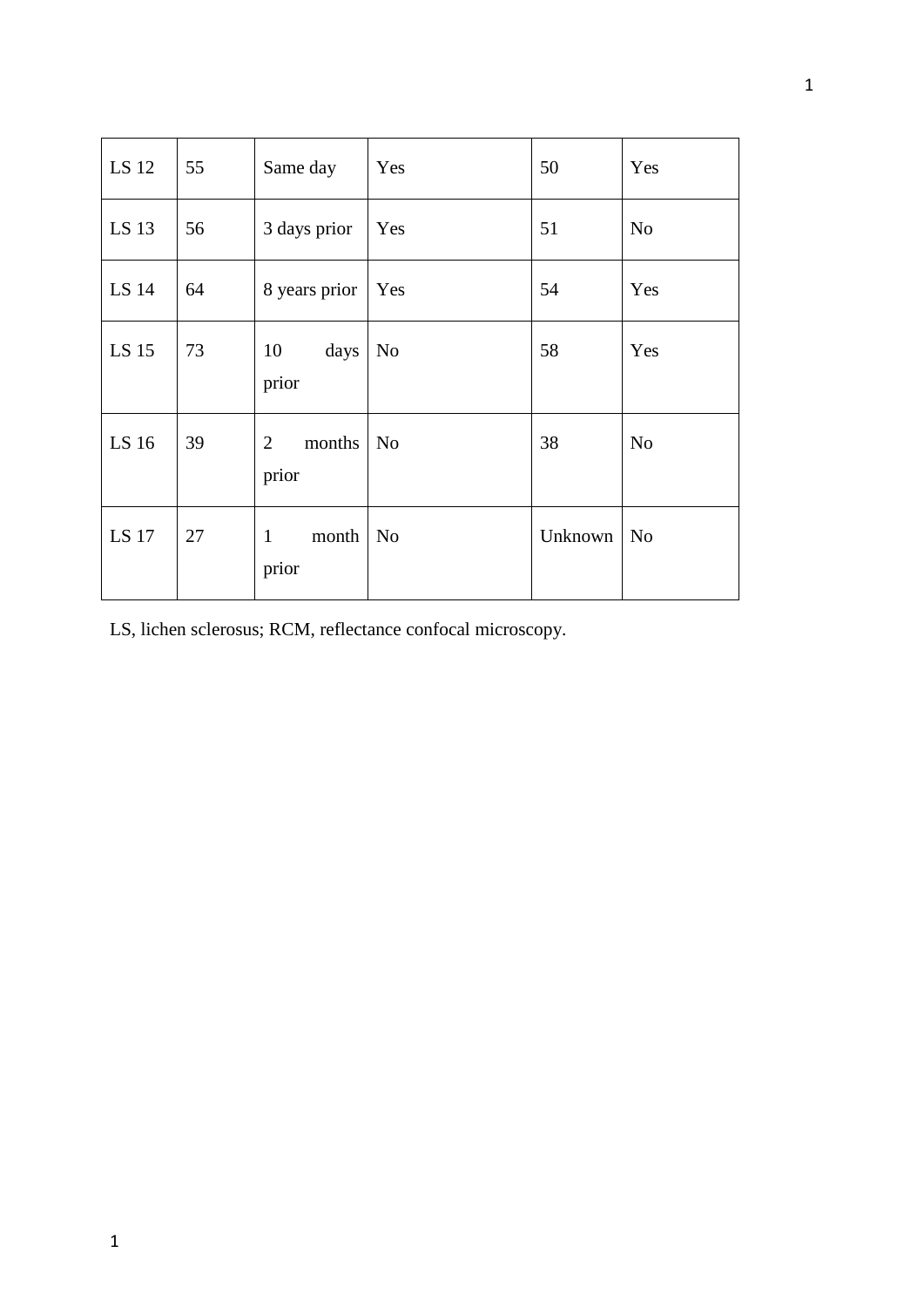| LS 12 | 55 | Same day | Yes | 50 | Yes |
|---|---|---|---|---|---|
| LS 13 | 56 | 3 days prior | Yes | 51 | No |
| LS 14 | 64 | 8 years prior | Yes | 54 | Yes |
| LS 15 | 73 | 10 days prior | No | 58 | Yes |
| LS 16 | 39 | 2 months prior | No | 38 | No |
| LS 17 | 27 | 1 month prior | No | Unknown | No |

LS, lichen sclerosus; RCM, reflectance confocal microscopy.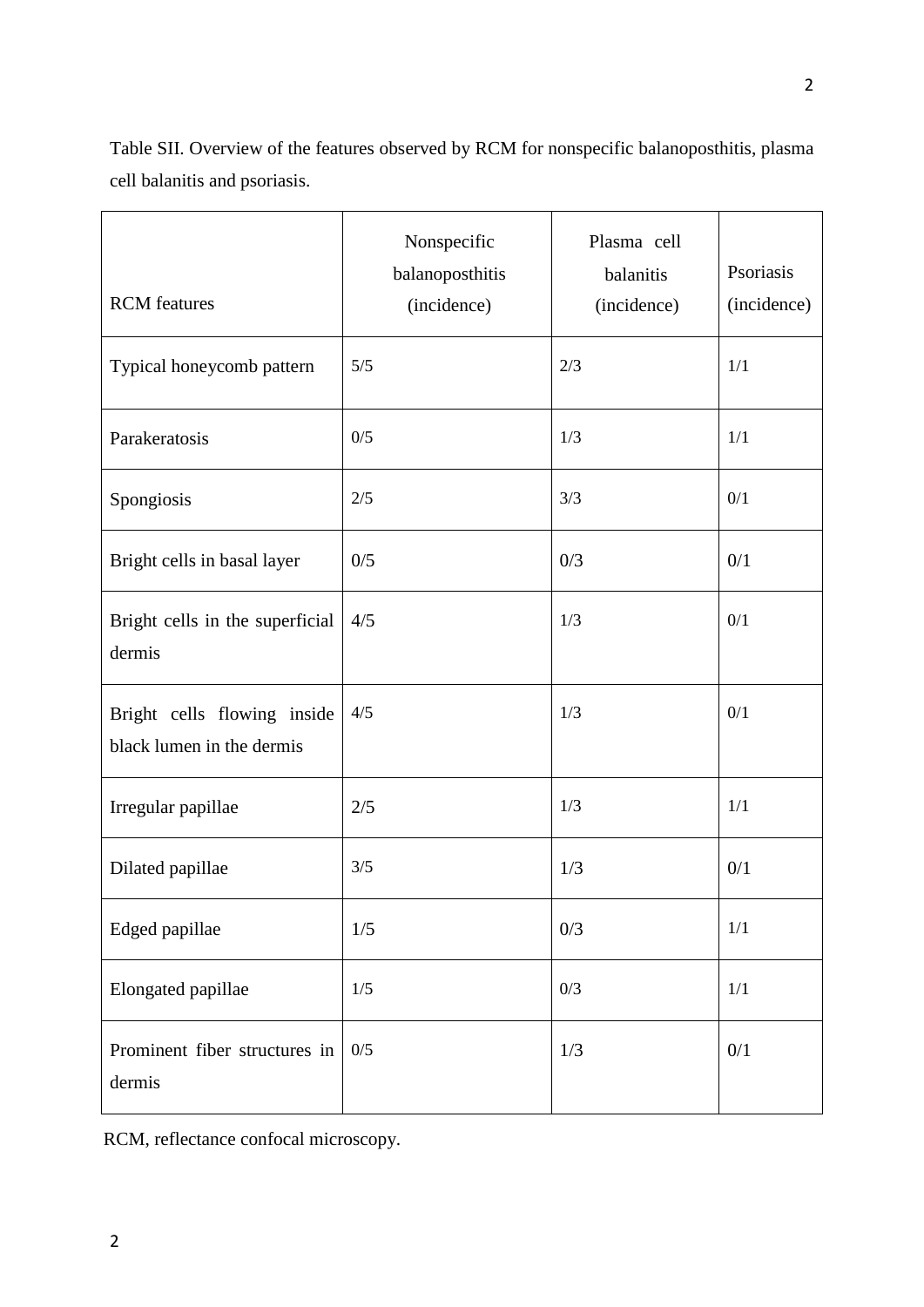Table SII. Overview of the features observed by RCM for nonspecific balanoposthitis, plasma cell balanitis and psoriasis.

| RCM features | Nonspecific balanoposthitis (incidence) | Plasma cell balanitis (incidence) | Psoriasis (incidence) |
|---|---|---|---|
| Typical honeycomb pattern | 5/5 | 2/3 | 1/1 |
| Parakeratosis | 0/5 | 1/3 | 1/1 |
| Spongiosis | 2/5 | 3/3 | 0/1 |
| Bright cells in basal layer | 0/5 | 0/3 | 0/1 |
| Bright cells in the superficial dermis | 4/5 | 1/3 | 0/1 |
| Bright cells flowing inside black lumen in the dermis | 4/5 | 1/3 | 0/1 |
| Irregular papillae | 2/5 | 1/3 | 1/1 |
| Dilated papillae | 3/5 | 1/3 | 0/1 |
| Edged papillae | 1/5 | 0/3 | 1/1 |
| Elongated papillae | 1/5 | 0/3 | 1/1 |
| Prominent fiber structures in dermis | 0/5 | 1/3 | 0/1 |

RCM, reflectance confocal microscopy.